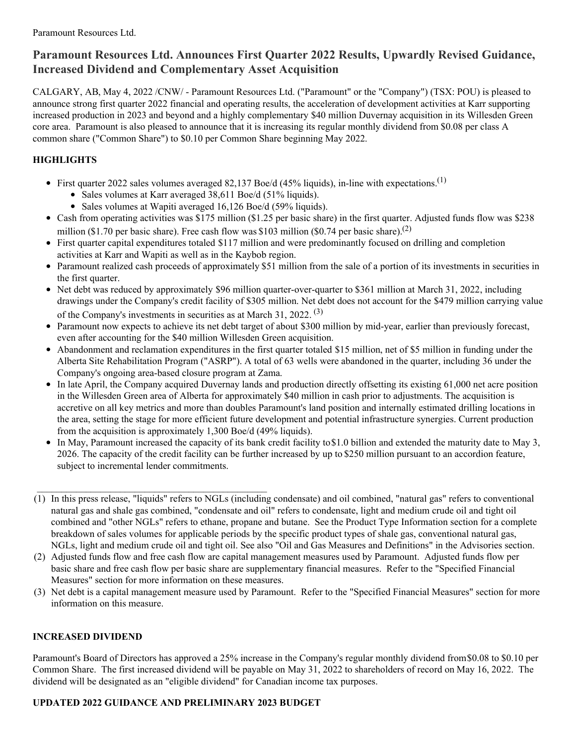Paramount Resources Ltd.

# Paramount Resources Ltd. Announces First Quarter 2022 Results, Upwardly Revised Guidance, Increased Dividend and Complementary Asset Acquisition

CALGARY, AB, May 4, 2022 /CNW/ - Paramount Resources Ltd. ("Paramount" or the "Company") (TSX: POU) is pleased to announce strong first quarter 2022 financial and operating results, the acceleration of development activities at Karr supporting increased production in 2023 and beyond and a highly complementary $40 million Duvernay acquisition in its Willesden Green core area. Paramount is also pleased to announce that it is increasing its regular monthly dividend from $0.08 per class A common share ("Common Share") to $0.10 per Common Share beginning May 2022.

## HIGHLIGHTS

- First quarter 2022 sales volumes averaged 82,137 Boe/d (45% liquids), in-line with expectations.[1]
  - Sales volumes at Karr averaged 38,611 Boe/d (51% liquids).
  - Sales volumes at Wapiti averaged 16,126 Boe/d (59% liquids).
- Cash from operating activities was $175 million ($1.25 per basic share) in the first quarter. Adjusted funds flow was $238 million ($1.70 per basic share). Free cash flow was $103 million ($0.74 per basic share).[2]
- First quarter capital expenditures totaled $117 million and were predominantly focused on drilling and completion activities at Karr and Wapiti as well as in the Kaybob region.
- Paramount realized cash proceeds of approximately $51 million from the sale of a portion of its investments in securities in the first quarter.
- Net debt was reduced by approximately $96 million quarter-over-quarter to $361 million at March 31, 2022, including drawings under the Company's credit facility of $305 million. Net debt does not account for the $479 million carrying value of the Company's investments in securities as at March 31, 2022. [3]
- Paramount now expects to achieve its net debt target of about $300 million by mid-year, earlier than previously forecast, even after accounting for the $40 million Willesden Green acquisition.
- Abandonment and reclamation expenditures in the first quarter totaled $15 million, net of $5 million in funding under the Alberta Site Rehabilitation Program ("ASRP"). A total of 63 wells were abandoned in the quarter, including 36 under the Company's ongoing area-based closure program at Zama.
- In late April, the Company acquired Duvernay lands and production directly offsetting its existing 61,000 net acre position in the Willesden Green area of Alberta for approximately $40 million in cash prior to adjustments. The acquisition is accretive on all key metrics and more than doubles Paramount's land position and internally estimated drilling locations in the area, setting the stage for more efficient future development and potential infrastructure synergies. Current production from the acquisition is approximately 1,300 Boe/d (49% liquids).
- In May, Paramount increased the capacity of its bank credit facility to $1.0 billion and extended the maturity date to May 3, 2026. The capacity of the credit facility can be further increased by up to $250 million pursuant to an accordion feature, subject to incremental lender commitments.

---

(1) In this press release, "liquids" refers to NGLs (including condensate) and oil combined, "natural gas" refers to conventional natural gas and shale gas combined, "condensate and oil" refers to condensate, light and medium crude oil and tight oil combined and "other NGLs" refers to ethane, propane and butane. See the Product Type Information section for a complete breakdown of sales volumes for applicable periods by the specific product types of shale gas, conventional natural gas, NGLs, light and medium crude oil and tight oil. See also "Oil and Gas Measures and Definitions" in the Advisories section.

(2) Adjusted funds flow and free cash flow are capital management measures used by Paramount. Adjusted funds flow per basic share and free cash flow per basic share are supplementary financial measures. Refer to the "Specified Financial Measures" section for more information on these measures.

(3) Net debt is a capital management measure used by Paramount. Refer to the "Specified Financial Measures" section for more information on this measure.

## INCREASED DIVIDEND

Paramount's Board of Directors has approved a 25% increase in the Company's regular monthly dividend from $0.08 to $0.10 per Common Share. The first increased dividend will be payable on May 31, 2022 to shareholders of record on May 16, 2022. The dividend will be designated as an "eligible dividend" for Canadian income tax purposes.

## UPDATED 2022 GUIDANCE AND PRELIMINARY 2023 BUDGET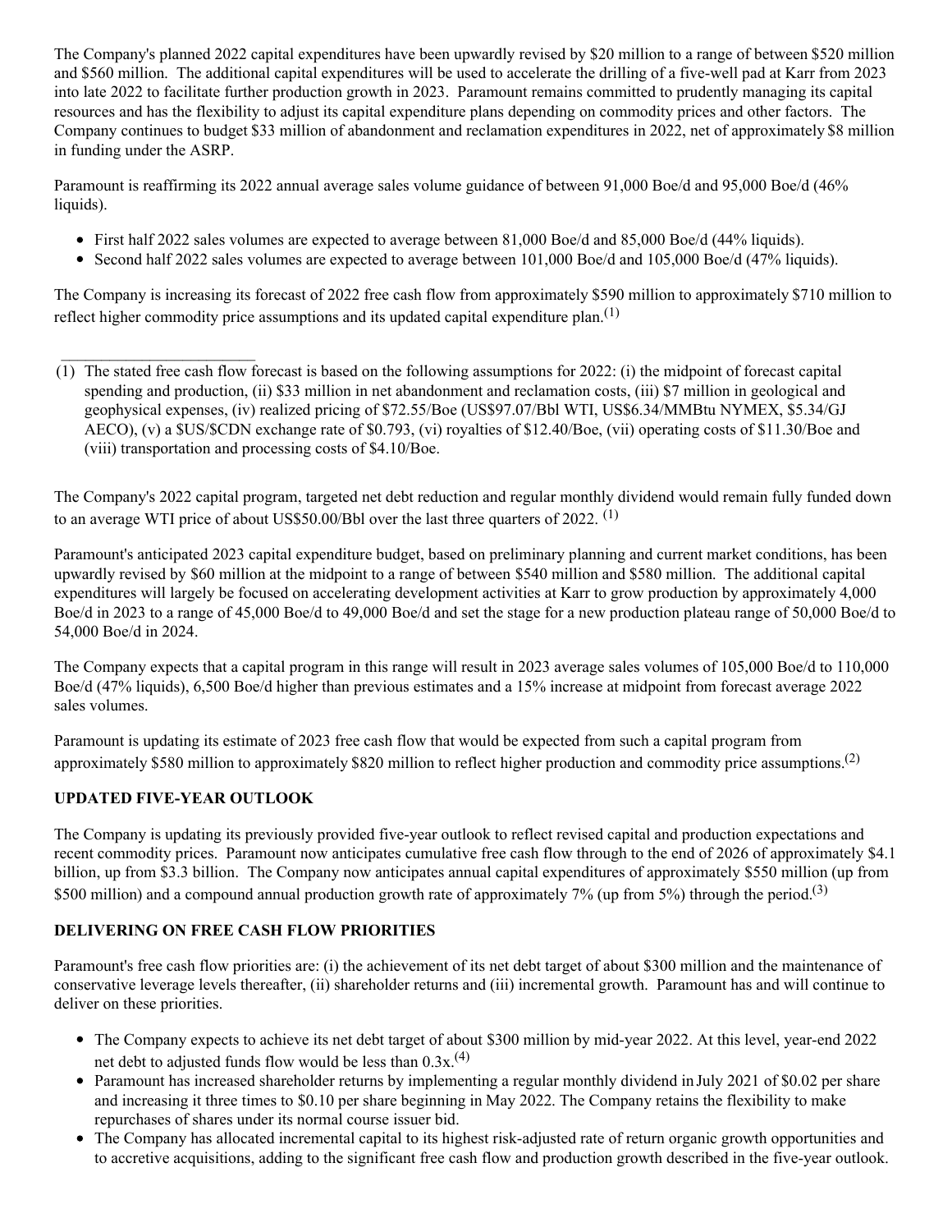The Company's planned 2022 capital expenditures have been upwardly revised by $20 million to a range of between $520 million and $560 million. The additional capital expenditures will be used to accelerate the drilling of a five-well pad at Karr from 2023 into late 2022 to facilitate further production growth in 2023. Paramount remains committed to prudently managing its capital resources and has the flexibility to adjust its capital expenditure plans depending on commodity prices and other factors. The Company continues to budget $33 million of abandonment and reclamation expenditures in 2022, net of approximately $8 million in funding under the ASRP.

Paramount is reaffirming its 2022 annual average sales volume guidance of between 91,000 Boe/d and 95,000 Boe/d (46% liquids).

- First half 2022 sales volumes are expected to average between 81,000 Boe/d and 85,000 Boe/d (44% liquids).
- Second half 2022 sales volumes are expected to average between 101,000 Boe/d and 105,000 Boe/d (47% liquids).

The Company is increasing its forecast of 2022 free cash flow from approximately $590 million to approximately $710 million to reflect higher commodity price assumptions and its updated capital expenditure plan.[1]

(1) The stated free cash flow forecast is based on the following assumptions for 2022: (i) the midpoint of forecast capital spending and production, (ii) $33 million in net abandonment and reclamation costs, (iii) $7 million in geological and geophysical expenses, (iv) realized pricing of $72.55/Boe (US$97.07/Bbl WTI, US$6.34/MMBtu NYMEX, $5.34/GJ AECO), (v) a $US/$CDN exchange rate of $0.793, (vi) royalties of $12.40/Boe, (vii) operating costs of $11.30/Boe and (viii) transportation and processing costs of $4.10/Boe.

The Company's 2022 capital program, targeted net debt reduction and regular monthly dividend would remain fully funded down to an average WTI price of about US$50.00/Bbl over the last three quarters of 2022. [1]

Paramount's anticipated 2023 capital expenditure budget, based on preliminary planning and current market conditions, has been upwardly revised by $60 million at the midpoint to a range of between $540 million and $580 million. The additional capital expenditures will largely be focused on accelerating development activities at Karr to grow production by approximately 4,000 Boe/d in 2023 to a range of 45,000 Boe/d to 49,000 Boe/d and set the stage for a new production plateau range of 50,000 Boe/d to 54,000 Boe/d in 2024.

The Company expects that a capital program in this range will result in 2023 average sales volumes of 105,000 Boe/d to 110,000 Boe/d (47% liquids), 6,500 Boe/d higher than previous estimates and a 15% increase at midpoint from forecast average 2022 sales volumes.

Paramount is updating its estimate of 2023 free cash flow that would be expected from such a capital program from approximately $580 million to approximately $820 million to reflect higher production and commodity price assumptions.[2]

## UPDATED FIVE-YEAR OUTLOOK

The Company is updating its previously provided five-year outlook to reflect revised capital and production expectations and recent commodity prices. Paramount now anticipates cumulative free cash flow through to the end of 2026 of approximately $4.1 billion, up from $3.3 billion. The Company now anticipates annual capital expenditures of approximately $550 million (up from $500 million) and a compound annual production growth rate of approximately 7% (up from 5%) through the period.[3]

## DELIVERING ON FREE CASH FLOW PRIORITIES

Paramount's free cash flow priorities are: (i) the achievement of its net debt target of about $300 million and the maintenance of conservative leverage levels thereafter, (ii) shareholder returns and (iii) incremental growth. Paramount has and will continue to deliver on these priorities.

- The Company expects to achieve its net debt target of about $300 million by mid-year 2022. At this level, year-end 2022 net debt to adjusted funds flow would be less than 0.3x.[4]
- Paramount has increased shareholder returns by implementing a regular monthly dividend in July 2021 of $0.02 per share and increasing it three times to $0.10 per share beginning in May 2022. The Company retains the flexibility to make repurchases of shares under its normal course issuer bid.
- The Company has allocated incremental capital to its highest risk-adjusted rate of return organic growth opportunities and to accretive acquisitions, adding to the significant free cash flow and production growth described in the five-year outlook.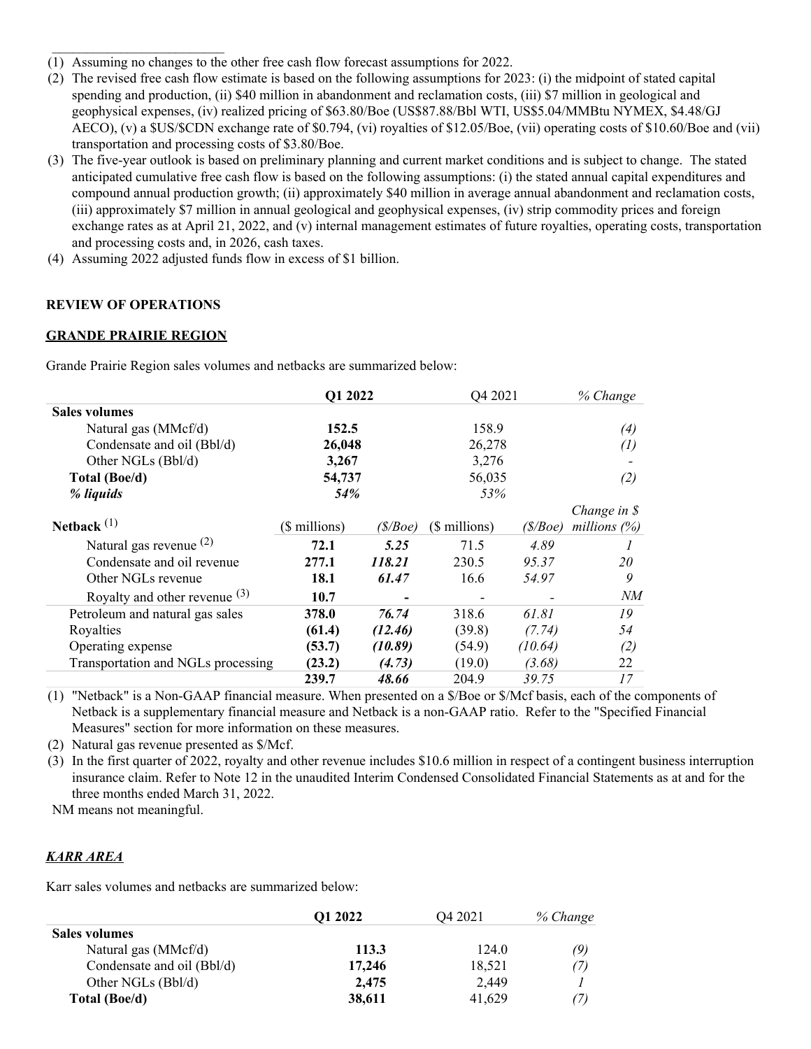(1) Assuming no changes to the other free cash flow forecast assumptions for 2022.
(2) The revised free cash flow estimate is based on the following assumptions for 2023: (i) the midpoint of stated capital spending and production, (ii) $40 million in abandonment and reclamation costs, (iii) $7 million in geological and geophysical expenses, (iv) realized pricing of $63.80/Boe (US$87.88/Bbl WTI, US$5.04/MMBtu NYMEX, $4.48/GJ AECO), (v) a $US/$CDN exchange rate of $0.794, (vi) royalties of $12.05/Boe, (vii) operating costs of $10.60/Boe and (vii) transportation and processing costs of $3.80/Boe.
(3) The five-year outlook is based on preliminary planning and current market conditions and is subject to change. The stated anticipated cumulative free cash flow is based on the following assumptions: (i) the stated annual capital expenditures and compound annual production growth; (ii) approximately $40 million in average annual abandonment and reclamation costs, (iii) approximately $7 million in annual geological and geophysical expenses, (iv) strip commodity prices and foreign exchange rates as at April 21, 2022, and (v) internal management estimates of future royalties, operating costs, transportation and processing costs and, in 2026, cash taxes.
(4) Assuming 2022 adjusted funds flow in excess of $1 billion.

## REVIEW OF OPERATIONS

### GRANDE PRAIRIE REGION

Grande Prairie Region sales volumes and netbacks are summarized below:

| | **Q1 2022** | | Q4 2021 | | *% Change* |
|---|---|---|---|---|---|
| **Sales volumes** | | | | | |
| Natural gas (MMcf/d) | **152.5** | | 158.9 | | *(4)* |
| Condensate and oil (Bbl/d) | **26,048** | | 26,278 | | *(1)* |
| Other NGLs (Bbl/d) | **3,267** | | 3,276 | | - |
| **Total (Boe/d)** | **54,737** | | 56,035 | | *(2)* |
| ***% liquids*** | ***54%*** | | *53%* | | |
| **Netback** (1) | ($ millions) | *($/Boe)* | ($ millions) | *($/Boe)* | *Change in $ millions (%)* |
| Natural gas revenue (2) | **72.1** | ***5.25*** | 71.5 | *4.89* | *1* |
| Condensate and oil revenue | **277.1** | ***118.21*** | 230.5 | *95.37* | *20* |
| Other NGLs revenue | **18.1** | ***61.47*** | 16.6 | *54.97* | *9* |
| Royalty and other revenue (3) | **10.7** | **-** | - | - | *NM* |
| Petroleum and natural gas sales | **378.0** | ***76.74*** | 318.6 | *61.81* | *19* |
| Royalties | **(61.4)** | ***(12.46)*** | (39.8) | *(7.74)* | *54* |
| Operating expense | **(53.7)** | ***(10.89)*** | (54.9) | *(10.64)* | *(2)* |
| Transportation and NGLs processing | **(23.2)** | ***(4.73)*** | (19.0) | *(3.68)* | 22 |
| | **239.7** | ***48.66*** | 204.9 | *39.75* | *17* |

(1) "Netback" is a Non-GAAP financial measure. When presented on a $/Boe or $/Mcf basis, each of the components of Netback is a supplementary financial measure and Netback is a non-GAAP ratio. Refer to the "Specified Financial Measures" section for more information on these measures.
(2) Natural gas revenue presented as $/Mcf.
(3) In the first quarter of 2022, royalty and other revenue includes $10.6 million in respect of a contingent business interruption insurance claim. Refer to Note 12 in the unaudited Interim Condensed Consolidated Financial Statements as at and for the three months ended March 31, 2022.

NM means not meaningful.

### *KARR AREA*

Karr sales volumes and netbacks are summarized below:

| | **Q1 2022** | Q4 2021 | *% Change* |
|---|---|---|---|
| **Sales volumes** | | | |
| Natural gas (MMcf/d) | **113.3** | 124.0 | *(9)* |
| Condensate and oil (Bbl/d) | **17,246** | 18,521 | *(7)* |
| Other NGLs (Bbl/d) | **2,475** | 2,449 | *1* |
| **Total (Boe/d)** | **38,611** | 41,629 | *(7)* |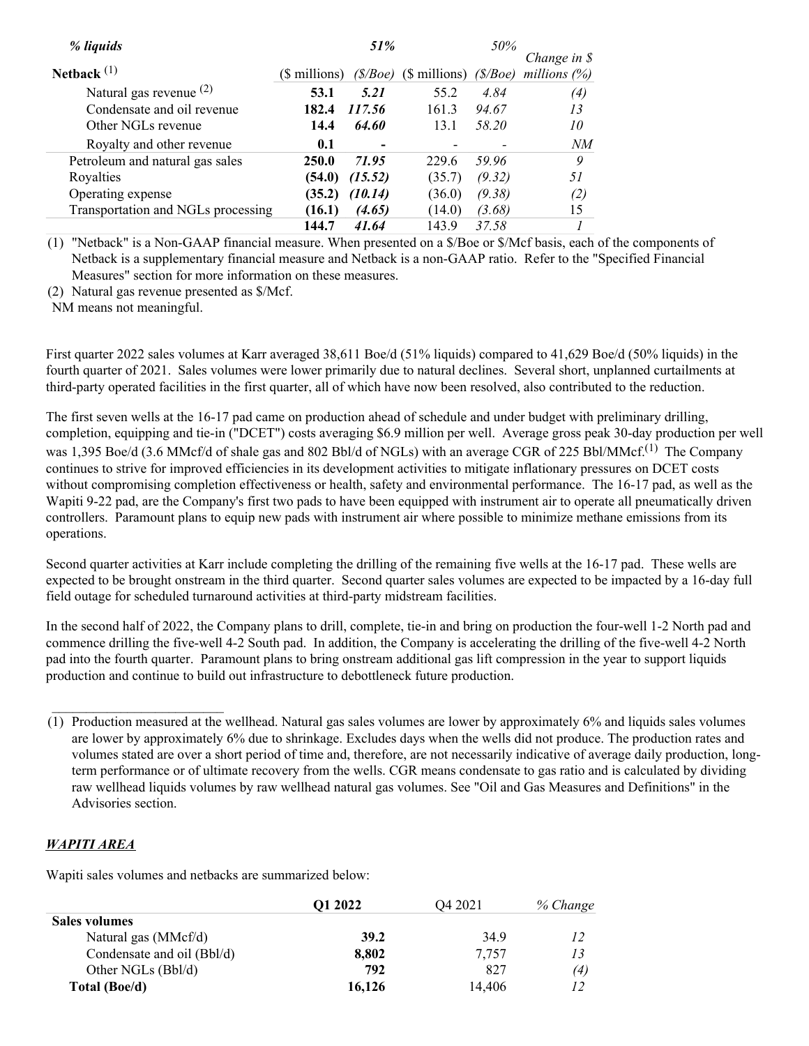| *% liquids* | | *51%* | | *50%* | |
|---|---|---|---|---|---|
| **Netback** [(1)] | ($ millions) | *($/Boe)* | ($ millions) | *($/Boe)* | *Change in $ millions (%)* |
| Natural gas revenue [(2)] | **53.1** | ***5.21*** | 55.2 | *4.84* | *(4)* |
| Condensate and oil revenue | **182.4** | ***117.56*** | 161.3 | *94.67* | *13* |
| Other NGLs revenue | **14.4** | ***64.60*** | 13.1 | *58.20* | *10* |
| Royalty and other revenue | **0.1** | **-** | - | - | *NM* |
| Petroleum and natural gas sales | **250.0** | ***71.95*** | 229.6 | *59.96* | *9* |
| Royalties | **(54.0)** | ***(15.52)*** | (35.7) | *(9.32)* | *51* |
| Operating expense | **(35.2)** | ***(10.14)*** | (36.0) | *(9.38)* | *(2)* |
| Transportation and NGLs processing | **(16.1)** | ***(4.65)*** | (14.0) | *(3.68)* | *15* |
| | **144.7** | ***41.64*** | 143.9 | *37.58* | *1* |

(1) "Netback" is a Non-GAAP financial measure. When presented on a $/Boe or $/Mcf basis, each of the components of Netback is a supplementary financial measure and Netback is a non-GAAP ratio. Refer to the "Specified Financial Measures" section for more information on these measures.

(2) Natural gas revenue presented as $/Mcf.

NM means not meaningful.

First quarter 2022 sales volumes at Karr averaged 38,611 Boe/d (51% liquids) compared to 41,629 Boe/d (50% liquids) in the fourth quarter of 2021. Sales volumes were lower primarily due to natural declines. Several short, unplanned curtailments at third-party operated facilities in the first quarter, all of which have now been resolved, also contributed to the reduction.

The first seven wells at the 16-17 pad came on production ahead of schedule and under budget with preliminary drilling, completion, equipping and tie-in ("DCET") costs averaging $6.9 million per well. Average gross peak 30-day production per well was 1,395 Boe/d (3.6 MMcf/d of shale gas and 802 Bbl/d of NGLs) with an average CGR of 225 Bbl/MMcf.[(1)] The Company continues to strive for improved efficiencies in its development activities to mitigate inflationary pressures on DCET costs without compromising completion effectiveness or health, safety and environmental performance. The 16-17 pad, as well as the Wapiti 9-22 pad, are the Company's first two pads to have been equipped with instrument air to operate all pneumatically driven controllers. Paramount plans to equip new pads with instrument air where possible to minimize methane emissions from its operations.

Second quarter activities at Karr include completing the drilling of the remaining five wells at the 16-17 pad. These wells are expected to be brought onstream in the third quarter. Second quarter sales volumes are expected to be impacted by a 16-day full field outage for scheduled turnaround activities at third-party midstream facilities.

In the second half of 2022, the Company plans to drill, complete, tie-in and bring on production the four-well 1-2 North pad and commence drilling the five-well 4-2 South pad. In addition, the Company is accelerating the drilling of the five-well 4-2 North pad into the fourth quarter. Paramount plans to bring onstream additional gas lift compression in the year to support liquids production and continue to build out infrastructure to debottleneck future production.

---

(1) Production measured at the wellhead. Natural gas sales volumes are lower by approximately 6% and liquids sales volumes are lower by approximately 6% due to shrinkage. Excludes days when the wells did not produce. The production rates and volumes stated are over a short period of time and, therefore, are not necessarily indicative of average daily production, long-term performance or of ultimate recovery from the wells. CGR means condensate to gas ratio and is calculated by dividing raw wellhead liquids volumes by raw wellhead natural gas volumes. See "Oil and Gas Measures and Definitions" in the Advisories section.

## ***WAPITI AREA***

Wapiti sales volumes and netbacks are summarized below:

| | **Q1 2022** | Q4 2021 | *% Change* |
|---|---|---|---|
| **Sales volumes** | | | |
| Natural gas (MMcf/d) | **39.2** | 34.9 | *12* |
| Condensate and oil (Bbl/d) | **8,802** | 7,757 | *13* |
| Other NGLs (Bbl/d) | **792** | 827 | *(4)* |
| **Total (Boe/d)** | **16,126** | 14,406 | *12* |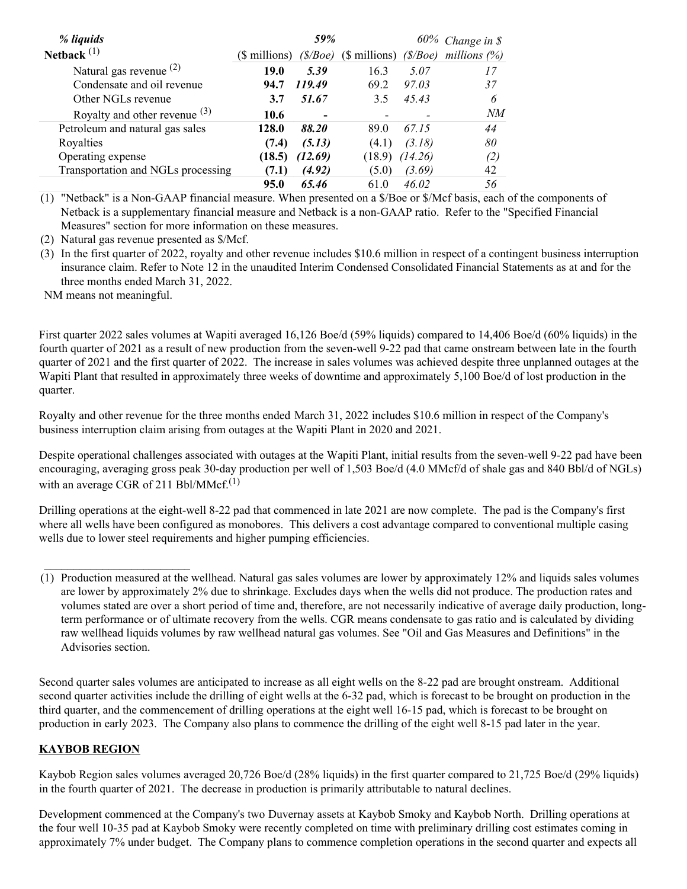| | | | | | |
|---|---|---|---|---|---|
| *% liquids* | | *59%* | | *60%* | *Change in $* |
| **Netback** [1] | ($ millions) | *($/Boe)* | ($ millions) | *($/Boe)* | *millions (%)* |
| Natural gas revenue [2] | **19.0** | ***5.39*** | 16.3 | *5.07* | *17* |
| Condensate and oil revenue | **94.7** | ***119.49*** | 69.2 | *97.03* | *37* |
| Other NGLs revenue | **3.7** | ***51.67*** | 3.5 | *45.43* | *6* |
| Royalty and other revenue [3] | **10.6** | **-** | - | - | *NM* |
| Petroleum and natural gas sales | **128.0** | ***88.20*** | 89.0 | *67.15* | *44* |
| Royalties | **(7.4)** | ***(5.13)*** | (4.1) | *(3.18)* | *80* |
| Operating expense | **(18.5)** | ***(12.69)*** | (18.9) | *(14.26)* | *(2)* |
| Transportation and NGLs processing | **(7.1)** | ***(4.92)*** | (5.0) | *(3.69)* | 42 |
| | **95.0** | ***65.46*** | 61.0 | *46.02* | *56* |

(1) "Netback" is a Non-GAAP financial measure. When presented on a $/Boe or $/Mcf basis, each of the components of Netback is a supplementary financial measure and Netback is a non-GAAP ratio. Refer to the "Specified Financial Measures" section for more information on these measures.
(2) Natural gas revenue presented as $/Mcf.
(3) In the first quarter of 2022, royalty and other revenue includes $10.6 million in respect of a contingent business interruption insurance claim. Refer to Note 12 in the unaudited Interim Condensed Consolidated Financial Statements as at and for the three months ended March 31, 2022.

NM means not meaningful.

First quarter 2022 sales volumes at Wapiti averaged 16,126 Boe/d (59% liquids) compared to 14,406 Boe/d (60% liquids) in the fourth quarter of 2021 as a result of new production from the seven-well 9-22 pad that came onstream between late in the fourth quarter of 2021 and the first quarter of 2022. The increase in sales volumes was achieved despite three unplanned outages at the Wapiti Plant that resulted in approximately three weeks of downtime and approximately 5,100 Boe/d of lost production in the quarter.

Royalty and other revenue for the three months ended March 31, 2022 includes $10.6 million in respect of the Company's business interruption claim arising from outages at the Wapiti Plant in 2020 and 2021.

Despite operational challenges associated with outages at the Wapiti Plant, initial results from the seven-well 9-22 pad have been encouraging, averaging gross peak 30-day production per well of 1,503 Boe/d (4.0 MMcf/d of shale gas and 840 Bbl/d of NGLs) with an average CGR of 211 Bbl/MMcf.[1]

Drilling operations at the eight-well 8-22 pad that commenced in late 2021 are now complete. The pad is the Company's first where all wells have been configured as monobores. This delivers a cost advantage compared to conventional multiple casing wells due to lower steel requirements and higher pumping efficiencies.

---

(1) Production measured at the wellhead. Natural gas sales volumes are lower by approximately 12% and liquids sales volumes are lower by approximately 2% due to shrinkage. Excludes days when the wells did not produce. The production rates and volumes stated are over a short period of time and, therefore, are not necessarily indicative of average daily production, long-term performance or of ultimate recovery from the wells. CGR means condensate to gas ratio and is calculated by dividing raw wellhead liquids volumes by raw wellhead natural gas volumes. See "Oil and Gas Measures and Definitions" in the Advisories section.

Second quarter sales volumes are anticipated to increase as all eight wells on the 8-22 pad are brought onstream. Additional second quarter activities include the drilling of eight wells at the 6-32 pad, which is forecast to be brought on production in the third quarter, and the commencement of drilling operations at the eight well 16-15 pad, which is forecast to be brought on production in early 2023. The Company also plans to commence the drilling of the eight well 8-15 pad later in the year.

## KAYBOB REGION

Kaybob Region sales volumes averaged 20,726 Boe/d (28% liquids) in the first quarter compared to 21,725 Boe/d (29% liquids) in the fourth quarter of 2021. The decrease in production is primarily attributable to natural declines.

Development commenced at the Company's two Duvernay assets at Kaybob Smoky and Kaybob North. Drilling operations at the four well 10-35 pad at Kaybob Smoky were recently completed on time with preliminary drilling cost estimates coming in approximately 7% under budget. The Company plans to commence completion operations in the second quarter and expects all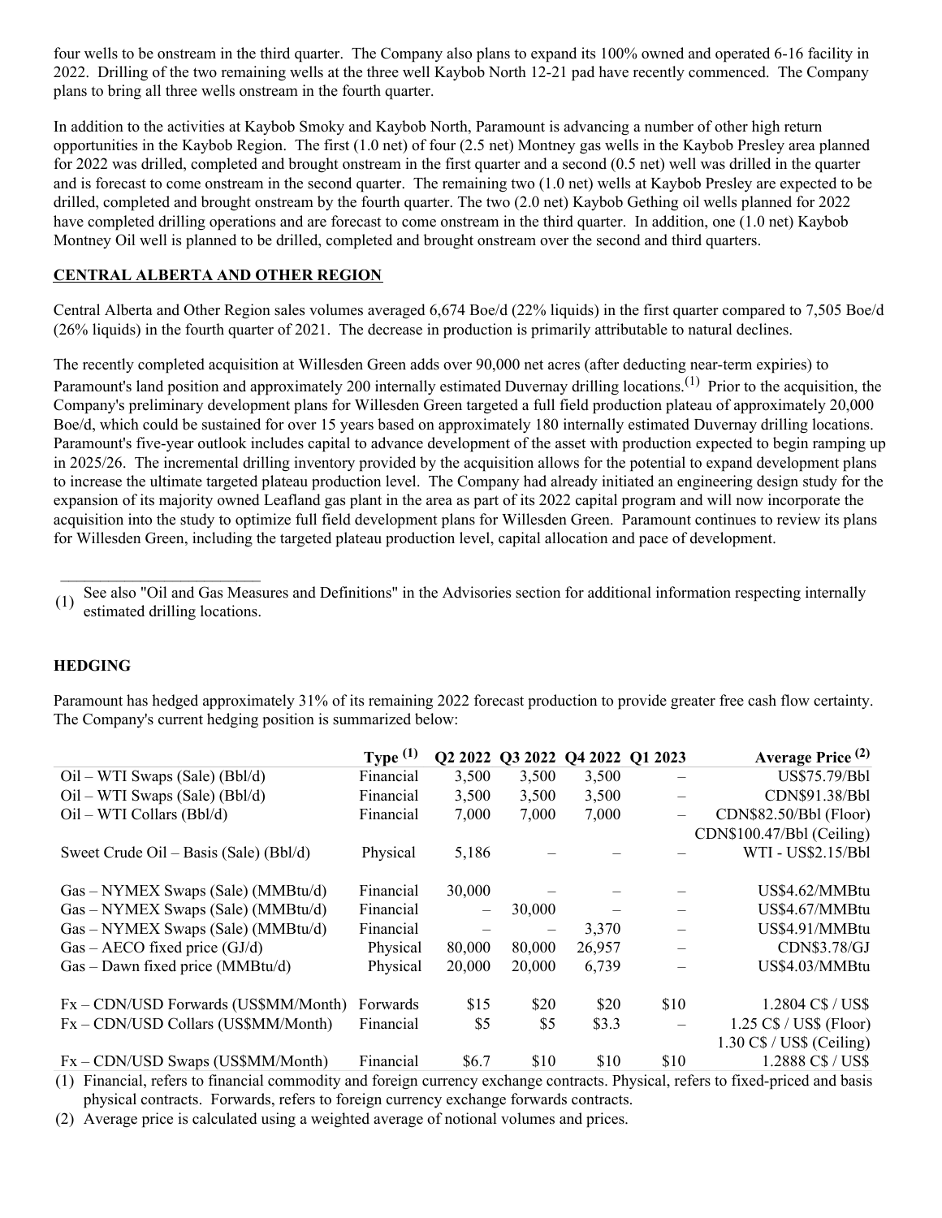four wells to be onstream in the third quarter. The Company also plans to expand its 100% owned and operated 6-16 facility in 2022. Drilling of the two remaining wells at the three well Kaybob North 12-21 pad have recently commenced. The Company plans to bring all three wells onstream in the fourth quarter.

In addition to the activities at Kaybob Smoky and Kaybob North, Paramount is advancing a number of other high return opportunities in the Kaybob Region. The first (1.0 net) of four (2.5 net) Montney gas wells in the Kaybob Presley area planned for 2022 was drilled, completed and brought onstream in the first quarter and a second (0.5 net) well was drilled in the quarter and is forecast to come onstream in the second quarter. The remaining two (1.0 net) wells at Kaybob Presley are expected to be drilled, completed and brought onstream by the fourth quarter. The two (2.0 net) Kaybob Gething oil wells planned for 2022 have completed drilling operations and are forecast to come onstream in the third quarter. In addition, one (1.0 net) Kaybob Montney Oil well is planned to be drilled, completed and brought onstream over the second and third quarters.

**CENTRAL ALBERTA AND OTHER REGION**

Central Alberta and Other Region sales volumes averaged 6,674 Boe/d (22% liquids) in the first quarter compared to 7,505 Boe/d (26% liquids) in the fourth quarter of 2021. The decrease in production is primarily attributable to natural declines.

The recently completed acquisition at Willesden Green adds over 90,000 net acres (after deducting near-term expiries) to Paramount's land position and approximately 200 internally estimated Duvernay drilling locations.[1] Prior to the acquisition, the Company's preliminary development plans for Willesden Green targeted a full field production plateau of approximately 20,000 Boe/d, which could be sustained for over 15 years based on approximately 180 internally estimated Duvernay drilling locations. Paramount's five-year outlook includes capital to advance development of the asset with production expected to begin ramping up in 2025/26. The incremental drilling inventory provided by the acquisition allows for the potential to expand development plans to increase the ultimate targeted plateau production level. The Company had already initiated an engineering design study for the expansion of its majority owned Leafland gas plant in the area as part of its 2022 capital program and will now incorporate the acquisition into the study to optimize full field development plans for Willesden Green. Paramount continues to review its plans for Willesden Green, including the targeted plateau production level, capital allocation and pace of development.

(1) See also "Oil and Gas Measures and Definitions" in the Advisories section for additional information respecting internally estimated drilling locations.

**HEDGING**

Paramount has hedged approximately 31% of its remaining 2022 forecast production to provide greater free cash flow certainty. The Company's current hedging position is summarized below:

| | Type [(1)] | Q2 2022 | Q3 2022 | Q4 2022 | Q1 2023 | Average Price [(2)] |
|---|---|---|---|---|---|---|
| Oil – WTI Swaps (Sale) (Bbl/d) | Financial | 3,500 | 3,500 | 3,500 | – | US$75.79/Bbl |
| Oil – WTI Swaps (Sale) (Bbl/d) | Financial | 3,500 | 3,500 | 3,500 | – | CDN$91.38/Bbl |
| Oil – WTI Collars (Bbl/d) | Financial | 7,000 | 7,000 | 7,000 | – | CDN$82.50/Bbl (Floor) CDN$100.47/Bbl (Ceiling) |
| Sweet Crude Oil – Basis (Sale) (Bbl/d) | Physical | 5,186 | – | – | – | WTI - US$2.15/Bbl |
| Gas – NYMEX Swaps (Sale) (MMBtu/d) | Financial | 30,000 | – | – | – | US$4.62/MMBtu |
| Gas – NYMEX Swaps (Sale) (MMBtu/d) | Financial | – | 30,000 | – | – | US$4.67/MMBtu |
| Gas – NYMEX Swaps (Sale) (MMBtu/d) | Financial | – | – | 3,370 | – | US$4.91/MMBtu |
| Gas – AECO fixed price (GJ/d) | Physical | 80,000 | 80,000 | 26,957 | – | CDN$3.78/GJ |
| Gas – Dawn fixed price (MMBtu/d) | Physical | 20,000 | 20,000 | 6,739 | – | US$4.03/MMBtu |
| Fx – CDN/USD Forwards (US$MM/Month) | Forwards | $15 | $20 | $20 | $10 | 1.2804 C$ / US$ |
| Fx – CDN/USD Collars (US$MM/Month) | Financial | $5 | $5 | $3.3 | – | 1.25 C$ / US$ (Floor) 1.30 C$ / US$ (Ceiling) |
| Fx – CDN/USD Swaps (US$MM/Month) | Financial | $6.7 | $10 | $10 | $10 | 1.2888 C$ / US$ |

(1) Financial, refers to financial commodity and foreign currency exchange contracts. Physical, refers to fixed-priced and basis physical contracts. Forwards, refers to foreign currency exchange forwards contracts.
(2) Average price is calculated using a weighted average of notional volumes and prices.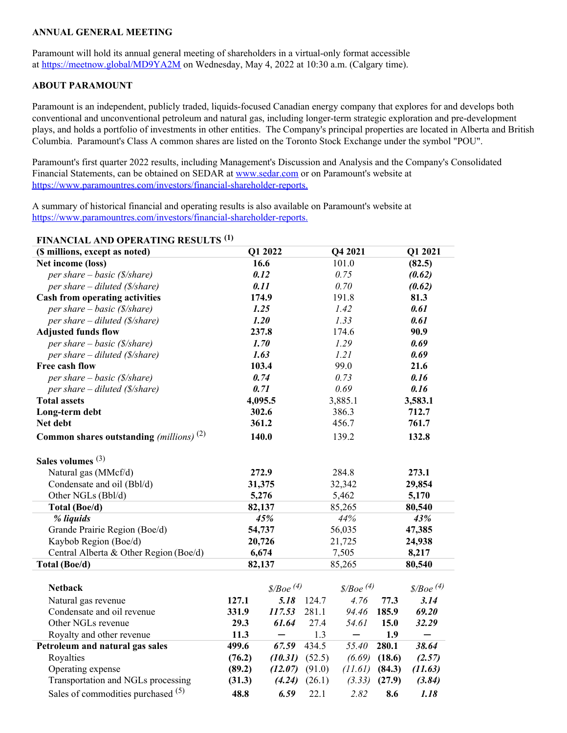**ANNUAL GENERAL MEETING**

Paramount will hold its annual general meeting of shareholders in a virtual-only format accessible at https://meetnow.global/MD9YA2M on Wednesday, May 4, 2022 at 10:30 a.m. (Calgary time).

**ABOUT PARAMOUNT**

Paramount is an independent, publicly traded, liquids-focused Canadian energy company that explores for and develops both conventional and unconventional petroleum and natural gas, including longer-term strategic exploration and pre-development plays, and holds a portfolio of investments in other entities. The Company's principal properties are located in Alberta and British Columbia. Paramount's Class A common shares are listed on the Toronto Stock Exchange under the symbol "POU".

Paramount's first quarter 2022 results, including Management's Discussion and Analysis and the Company's Consolidated Financial Statements, can be obtained on SEDAR at www.sedar.com or on Paramount's website at https://www.paramountres.com/investors/financial-shareholder-reports.

A summary of historical financial and operating results is also available on Paramount's website at https://www.paramountres.com/investors/financial-shareholder-reports.

**FINANCIAL AND OPERATING RESULTS [1]**

| ($ millions, except as noted) | Q1 2022 | Q4 2021 | Q1 2021 |
|---|---|---|---|
| **Net income (loss)** | **16.6** | 101.0 | **(82.5)** |
| *per share – basic ($/share)* | ***0.12*** | *0.75* | ***(0.62)*** |
| *per share – diluted ($/share)* | ***0.11*** | *0.70* | ***(0.62)*** |
| **Cash from operating activities** | **174.9** | 191.8 | **81.3** |
| *per share – basic ($/share)* | ***1.25*** | *1.42* | ***0.61*** |
| *per share – diluted ($/share)* | ***1.20*** | *1.33* | ***0.61*** |
| **Adjusted funds flow** | **237.8** | 174.6 | **90.9** |
| *per share – basic ($/share)* | ***1.70*** | *1.29* | ***0.69*** |
| *per share – diluted ($/share)* | ***1.63*** | *1.21* | ***0.69*** |
| **Free cash flow** | **103.4** | 99.0 | **21.6** |
| *per share – basic ($/share)* | ***0.74*** | *0.73* | ***0.16*** |
| *per share – diluted ($/share)* | ***0.71*** | *0.69* | ***0.16*** |
| **Total assets** | **4,095.5** | 3,885.1 | **3,583.1** |
| **Long-term debt** | **302.6** | 386.3 | **712.7** |
| **Net debt** | **361.2** | 456.7 | **761.7** |
| **Common shares outstanding** *(millions)* [2] | **140.0** | 139.2 | **132.8** |
| | | | |
| **Sales volumes** [3] | | | |
| Natural gas (MMcf/d) | **272.9** | 284.8 | **273.1** |
| Condensate and oil (Bbl/d) | **31,375** | 32,342 | **29,854** |
| Other NGLs (Bbl/d) | **5,276** | 5,462 | **5,170** |
| **Total (Boe/d)** | **82,137** | 85,265 | **80,540** |
| ***% liquids*** | ***45%*** | *44%* | ***43%*** |
| Grande Prairie Region (Boe/d) | **54,737** | 56,035 | **47,385** |
| Kaybob Region (Boe/d) | **20,726** | 21,725 | **24,938** |
| Central Alberta & Other Region (Boe/d) | **6,674** | 7,505 | **8,217** |
| **Total (Boe/d)** | **82,137** | 85,265 | **80,540** |

| **Netback** | Q1 2022 | *$/Boe [4]* | Q4 2021 | *$/Boe [4]* | Q1 2021 | *$/Boe [4]* |
|---|---|---|---|---|---|---|
| Natural gas revenue | **127.1** | ***5.18*** | 124.7 | *4.76* | **77.3** | ***3.14*** |
| Condensate and oil revenue | **331.9** | ***117.53*** | 281.1 | *94.46* | **185.9** | ***69.20*** |
| Other NGLs revenue | **29.3** | ***61.64*** | 27.4 | *54.61* | **15.0** | ***32.29*** |
| Royalty and other revenue | **11.3** | **—** | 1.3 | — | **1.9** | **—** |
| **Petroleum and natural gas sales** | **499.6** | ***67.59*** | 434.5 | *55.40* | **280.1** | ***38.64*** |
| Royalties | **(76.2)** | ***(10.31)*** | (52.5) | *(6.69)* | **(18.6)** | ***(2.57)*** |
| Operating expense | **(89.2)** | ***(12.07)*** | (91.0) | *(11.61)* | **(84.3)** | ***(11.63)*** |
| Transportation and NGLs processing | **(31.3)** | ***(4.24)*** | (26.1) | *(3.33)* | **(27.9)** | ***(3.84)*** |
| Sales of commodities purchased [5] | **48.8** | ***6.59*** | 22.1 | *2.82* | **8.6** | ***1.18*** |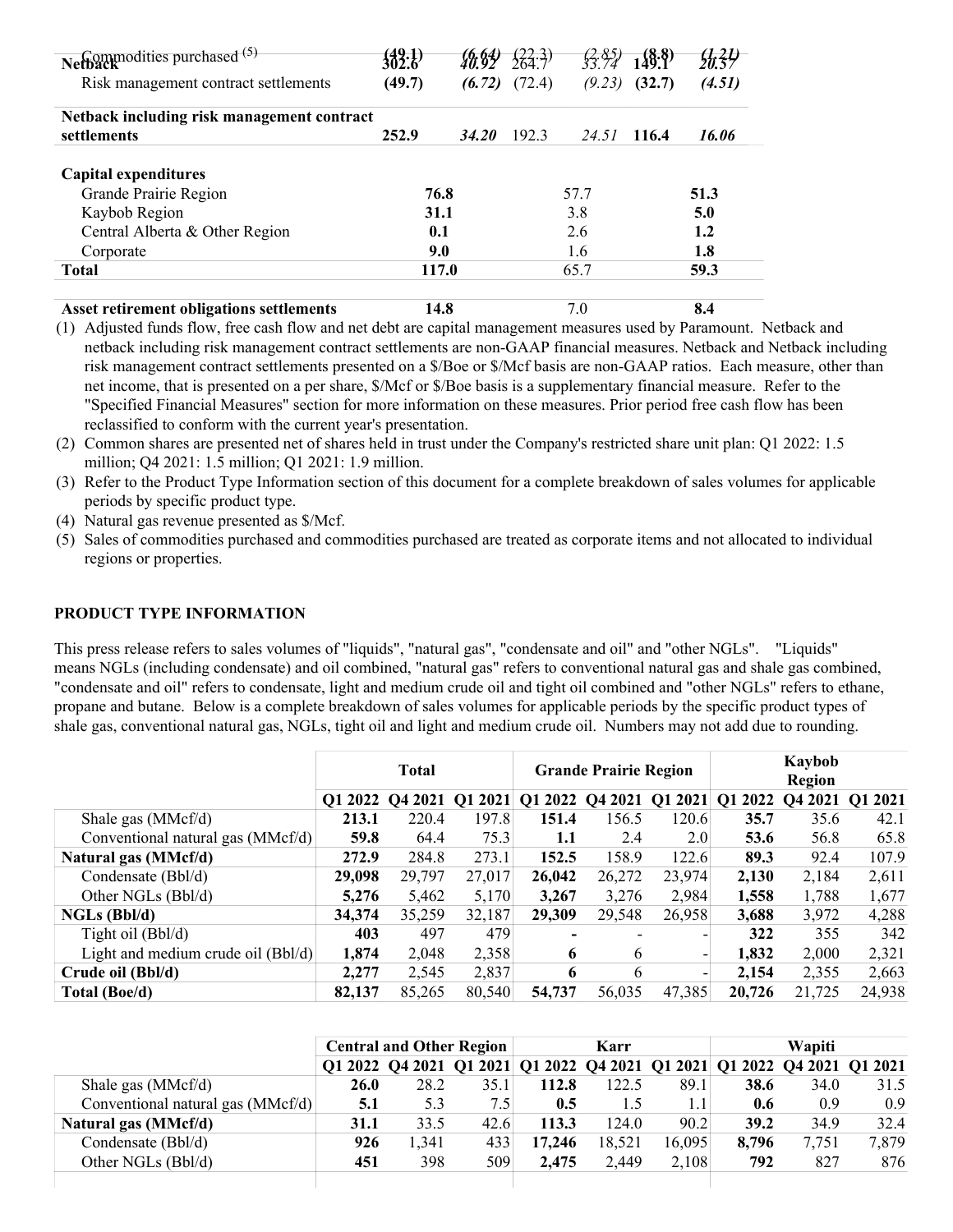| | Q1 2022 | | Q4 2021 | | Q1 2021 | |
|---|---|---|---|---|---|---|
| Commodities purchased (5) | **(49.1)** | *(6.64)* | (22.3) | *(2.85)* | **(8.8)** | *(1.21)* |
| **Netback** | **302.6** | *40.92* | 264.7 | *33.74* | **149.1** | *20.57* |
| Risk management contract settlements | **(49.7)** | *(6.72)* | (72.4) | *(9.23)* | **(32.7)** | *(4.51)* |
| **Netback including risk management contract settlements** | **252.9** | ***34.20*** | 192.3 | *24.51* | **116.4** | ***16.06*** |
| | | | | | | |
| **Capital expenditures** | | | | | | |
| Grande Prairie Region | **76.8** | | 57.7 | | **51.3** | |
| Kaybob Region | **31.1** | | 3.8 | | **5.0** | |
| Central Alberta & Other Region | **0.1** | | 2.6 | | **1.2** | |
| Corporate | **9.0** | | 1.6 | | **1.8** | |
| **Total** | **117.0** | | 65.7 | | **59.3** | |
| | | | | | | |
| **Asset retirement obligations settlements** | **14.8** | | 7.0 | | **8.4** | |

(1) Adjusted funds flow, free cash flow and net debt are capital management measures used by Paramount. Netback and netback including risk management contract settlements are non-GAAP financial measures. Netback and Netback including risk management contract settlements presented on a $/Boe or $/Mcf basis are non-GAAP ratios. Each measure, other than net income, that is presented on a per share, $/Mcf or $/Boe basis is a supplementary financial measure. Refer to the "Specified Financial Measures" section for more information on these measures. Prior period free cash flow has been reclassified to conform with the current year's presentation.

(2) Common shares are presented net of shares held in trust under the Company's restricted share unit plan: Q1 2022: 1.5 million; Q4 2021: 1.5 million; Q1 2021: 1.9 million.

(3) Refer to the Product Type Information section of this document for a complete breakdown of sales volumes for applicable periods by specific product type.

(4) Natural gas revenue presented as $/Mcf.

(5) Sales of commodities purchased and commodities purchased are treated as corporate items and not allocated to individual regions or properties.

## PRODUCT TYPE INFORMATION

This press release refers to sales volumes of "liquids", "natural gas", "condensate and oil" and "other NGLs". "Liquids" means NGLs (including condensate) and oil combined, "natural gas" refers to conventional natural gas and shale gas combined, "condensate and oil" refers to condensate, light and medium crude oil and tight oil combined and "other NGLs" refers to ethane, propane and butane. Below is a complete breakdown of sales volumes for applicable periods by the specific product types of shale gas, conventional natural gas, NGLs, tight oil and light and medium crude oil. Numbers may not add due to rounding.

| | Total | | | Grande Prairie Region | | | Kaybob Region | | |
|---|---|---|---|---|---|---|---|---|---|
| | Q1 2022 | Q4 2021 | Q1 2021 | Q1 2022 | Q4 2021 | Q1 2021 | Q1 2022 | Q4 2021 | Q1 2021 |
| Shale gas (MMcf/d) | **213.1** | 220.4 | 197.8 | **151.4** | 156.5 | 120.6 | **35.7** | 35.6 | 42.1 |
| Conventional natural gas (MMcf/d) | **59.8** | 64.4 | 75.3 | **1.1** | 2.4 | 2.0 | **53.6** | 56.8 | 65.8 |
| **Natural gas (MMcf/d)** | **272.9** | 284.8 | 273.1 | **152.5** | 158.9 | 122.6 | **89.3** | 92.4 | 107.9 |
| Condensate (Bbl/d) | **29,098** | 29,797 | 27,017 | **26,042** | 26,272 | 23,974 | **2,130** | 2,184 | 2,611 |
| Other NGLs (Bbl/d) | **5,276** | 5,462 | 5,170 | **3,267** | 3,276 | 2,984 | **1,558** | 1,788 | 1,677 |
| **NGLs (Bbl/d)** | **34,374** | 35,259 | 32,187 | **29,309** | 29,548 | 26,958 | **3,688** | 3,972 | 4,288 |
| Tight oil (Bbl/d) | **403** | 497 | 479 | **-** | - | - | **322** | 355 | 342 |
| Light and medium crude oil (Bbl/d) | **1,874** | 2,048 | 2,358 | **6** | 6 | - | **1,832** | 2,000 | 2,321 |
| **Crude oil (Bbl/d)** | **2,277** | 2,545 | 2,837 | **6** | 6 | - | **2,154** | 2,355 | 2,663 |
| **Total (Boe/d)** | **82,137** | 85,265 | 80,540 | **54,737** | 56,035 | 47,385 | **20,726** | 21,725 | 24,938 |

| | Central and Other Region | | | Karr | | | Wapiti | | |
|---|---|---|---|---|---|---|---|---|---|
| | Q1 2022 | Q4 2021 | Q1 2021 | Q1 2022 | Q4 2021 | Q1 2021 | Q1 2022 | Q4 2021 | Q1 2021 |
| Shale gas (MMcf/d) | **26.0** | 28.2 | 35.1 | **112.8** | 122.5 | 89.1 | **38.6** | 34.0 | 31.5 |
| Conventional natural gas (MMcf/d) | **5.1** | 5.3 | 7.5 | **0.5** | 1.5 | 1.1 | **0.6** | 0.9 | 0.9 |
| **Natural gas (MMcf/d)** | **31.1** | 33.5 | 42.6 | **113.3** | 124.0 | 90.2 | **39.2** | 34.9 | 32.4 |
| Condensate (Bbl/d) | **926** | 1,341 | 433 | **17,246** | 18,521 | 16,095 | **8,796** | 7,751 | 7,879 |
| Other NGLs (Bbl/d) | **451** | 398 | 509 | **2,475** | 2,449 | 2,108 | **792** | 827 | 876 |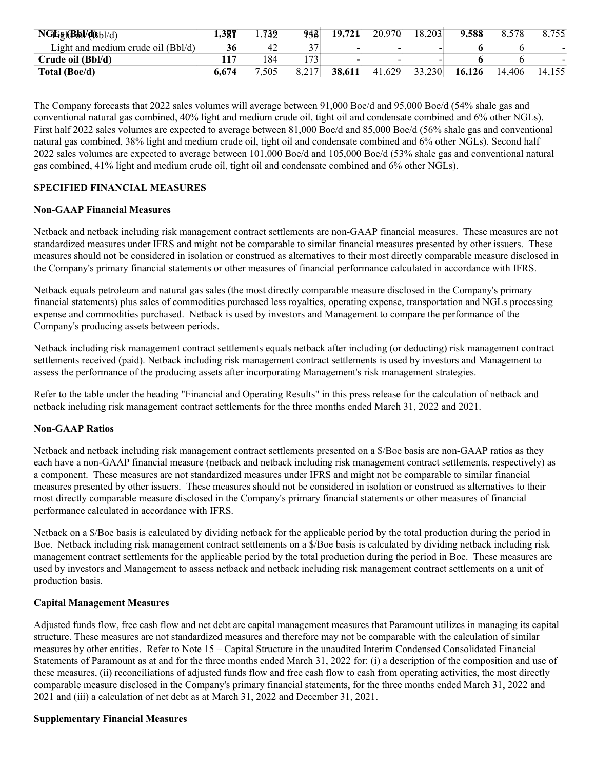| | | | | | | | | | |
|---|---|---|---|---|---|---|---|---|---|
| **NGLs (Bbl/d)** | **1,387** | 1,739 | 943 | **19,721** | 20,970 | 18,203 | **9,588** | 8,578 | 8,755 |
| Light and medium crude oil (Bbl/d) | **36** | 42 | 37 | **-** | - | - | **6** | 6 | - |
| **Crude oil (Bbl/d)** | **117** | 184 | 173 | **-** | - | - | **6** | 6 | - |
| **Total (Boe/d)** | **6,674** | 7,505 | 8,217 | **38,611** | 41,629 | 33,230 | **16,126** | 14,406 | 14,155 |

The Company forecasts that 2022 sales volumes will average between 91,000 Boe/d and 95,000 Boe/d (54% shale gas and conventional natural gas combined, 40% light and medium crude oil, tight oil and condensate combined and 6% other NGLs). First half 2022 sales volumes are expected to average between 81,000 Boe/d and 85,000 Boe/d (56% shale gas and conventional natural gas combined, 38% light and medium crude oil, tight oil and condensate combined and 6% other NGLs). Second half 2022 sales volumes are expected to average between 101,000 Boe/d and 105,000 Boe/d (53% shale gas and conventional natural gas combined, 41% light and medium crude oil, tight oil and condensate combined and 6% other NGLs).

**SPECIFIED FINANCIAL MEASURES**

**Non-GAAP Financial Measures**

Netback and netback including risk management contract settlements are non-GAAP financial measures. These measures are not standardized measures under IFRS and might not be comparable to similar financial measures presented by other issuers. These measures should not be considered in isolation or construed as alternatives to their most directly comparable measure disclosed in the Company's primary financial statements or other measures of financial performance calculated in accordance with IFRS.

Netback equals petroleum and natural gas sales (the most directly comparable measure disclosed in the Company's primary financial statements) plus sales of commodities purchased less royalties, operating expense, transportation and NGLs processing expense and commodities purchased. Netback is used by investors and Management to compare the performance of the Company's producing assets between periods.

Netback including risk management contract settlements equals netback after including (or deducting) risk management contract settlements received (paid). Netback including risk management contract settlements is used by investors and Management to assess the performance of the producing assets after incorporating Management's risk management strategies.

Refer to the table under the heading "Financial and Operating Results" in this press release for the calculation of netback and netback including risk management contract settlements for the three months ended March 31, 2022 and 2021.

**Non-GAAP Ratios**

Netback and netback including risk management contract settlements presented on a $/Boe basis are non-GAAP ratios as they each have a non-GAAP financial measure (netback and netback including risk management contract settlements, respectively) as a component. These measures are not standardized measures under IFRS and might not be comparable to similar financial measures presented by other issuers. These measures should not be considered in isolation or construed as alternatives to their most directly comparable measure disclosed in the Company's primary financial statements or other measures of financial performance calculated in accordance with IFRS.

Netback on a $/Boe basis is calculated by dividing netback for the applicable period by the total production during the period in Boe. Netback including risk management contract settlements on a $/Boe basis is calculated by dividing netback including risk management contract settlements for the applicable period by the total production during the period in Boe. These measures are used by investors and Management to assess netback and netback including risk management contract settlements on a unit of production basis.

**Capital Management Measures**

Adjusted funds flow, free cash flow and net debt are capital management measures that Paramount utilizes in managing its capital structure. These measures are not standardized measures and therefore may not be comparable with the calculation of similar measures by other entities. Refer to Note 15 – Capital Structure in the unaudited Interim Condensed Consolidated Financial Statements of Paramount as at and for the three months ended March 31, 2022 for: (i) a description of the composition and use of these measures, (ii) reconciliations of adjusted funds flow and free cash flow to cash from operating activities, the most directly comparable measure disclosed in the Company's primary financial statements, for the three months ended March 31, 2022 and 2021 and (iii) a calculation of net debt as at March 31, 2022 and December 31, 2021.

**Supplementary Financial Measures**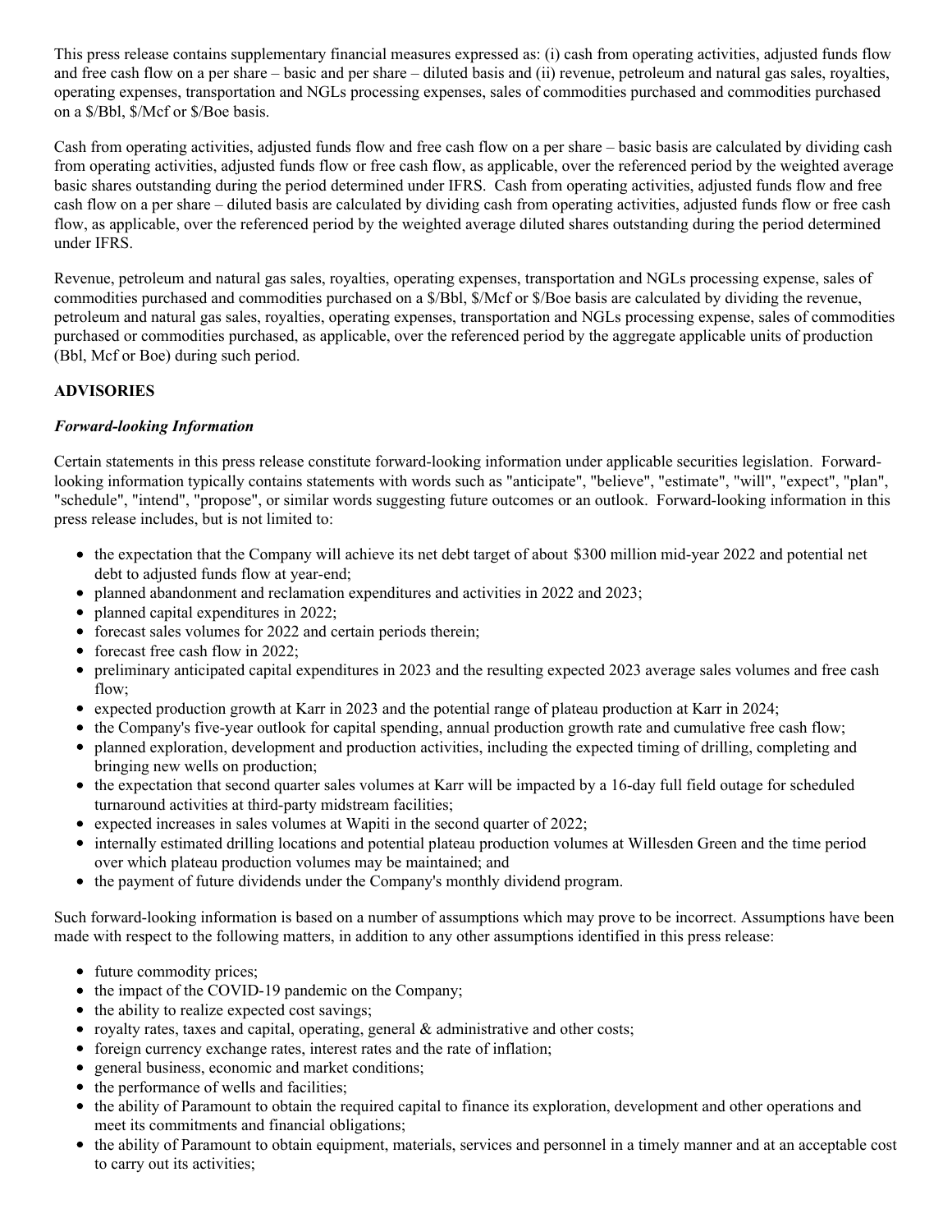This press release contains supplementary financial measures expressed as: (i) cash from operating activities, adjusted funds flow and free cash flow on a per share – basic and per share – diluted basis and (ii) revenue, petroleum and natural gas sales, royalties, operating expenses, transportation and NGLs processing expenses, sales of commodities purchased and commodities purchased on a $/Bbl, $/Mcf or $/Boe basis.

Cash from operating activities, adjusted funds flow and free cash flow on a per share – basic basis are calculated by dividing cash from operating activities, adjusted funds flow or free cash flow, as applicable, over the referenced period by the weighted average basic shares outstanding during the period determined under IFRS. Cash from operating activities, adjusted funds flow and free cash flow on a per share – diluted basis are calculated by dividing cash from operating activities, adjusted funds flow or free cash flow, as applicable, over the referenced period by the weighted average diluted shares outstanding during the period determined under IFRS.

Revenue, petroleum and natural gas sales, royalties, operating expenses, transportation and NGLs processing expense, sales of commodities purchased and commodities purchased on a $/Bbl, $/Mcf or $/Boe basis are calculated by dividing the revenue, petroleum and natural gas sales, royalties, operating expenses, transportation and NGLs processing expense, sales of commodities purchased or commodities purchased, as applicable, over the referenced period by the aggregate applicable units of production (Bbl, Mcf or Boe) during such period.

**ADVISORIES**

***Forward-looking Information***

Certain statements in this press release constitute forward-looking information under applicable securities legislation. Forward-looking information typically contains statements with words such as "anticipate", "believe", "estimate", "will", "expect", "plan", "schedule", "intend", "propose", or similar words suggesting future outcomes or an outlook. Forward-looking information in this press release includes, but is not limited to:

- the expectation that the Company will achieve its net debt target of about $300 million mid-year 2022 and potential net debt to adjusted funds flow at year-end;
- planned abandonment and reclamation expenditures and activities in 2022 and 2023;
- planned capital expenditures in 2022;
- forecast sales volumes for 2022 and certain periods therein;
- forecast free cash flow in 2022;
- preliminary anticipated capital expenditures in 2023 and the resulting expected 2023 average sales volumes and free cash flow;
- expected production growth at Karr in 2023 and the potential range of plateau production at Karr in 2024;
- the Company's five-year outlook for capital spending, annual production growth rate and cumulative free cash flow;
- planned exploration, development and production activities, including the expected timing of drilling, completing and bringing new wells on production;
- the expectation that second quarter sales volumes at Karr will be impacted by a 16-day full field outage for scheduled turnaround activities at third-party midstream facilities;
- expected increases in sales volumes at Wapiti in the second quarter of 2022;
- internally estimated drilling locations and potential plateau production volumes at Willesden Green and the time period over which plateau production volumes may be maintained; and
- the payment of future dividends under the Company's monthly dividend program.

Such forward-looking information is based on a number of assumptions which may prove to be incorrect. Assumptions have been made with respect to the following matters, in addition to any other assumptions identified in this press release:

- future commodity prices;
- the impact of the COVID-19 pandemic on the Company;
- the ability to realize expected cost savings;
- royalty rates, taxes and capital, operating, general & administrative and other costs;
- foreign currency exchange rates, interest rates and the rate of inflation;
- general business, economic and market conditions;
- the performance of wells and facilities;
- the ability of Paramount to obtain the required capital to finance its exploration, development and other operations and meet its commitments and financial obligations;
- the ability of Paramount to obtain equipment, materials, services and personnel in a timely manner and at an acceptable cost to carry out its activities;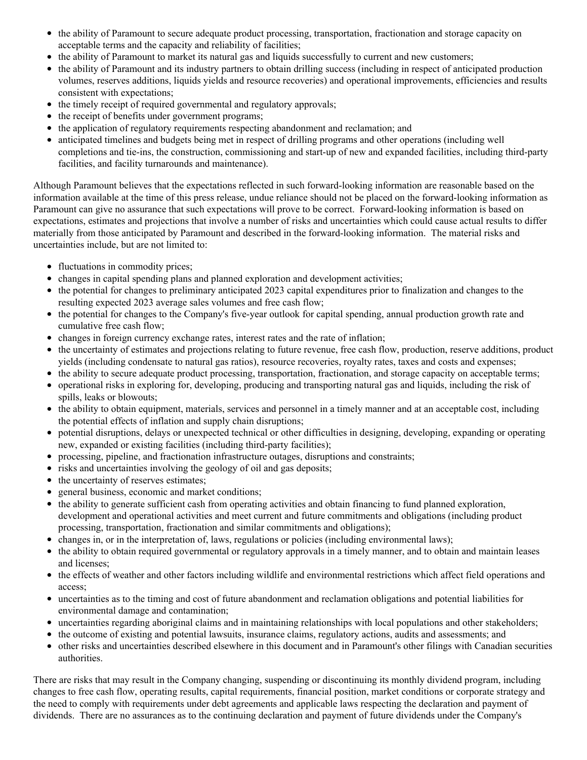- the ability of Paramount to secure adequate product processing, transportation, fractionation and storage capacity on acceptable terms and the capacity and reliability of facilities;
- the ability of Paramount to market its natural gas and liquids successfully to current and new customers;
- the ability of Paramount and its industry partners to obtain drilling success (including in respect of anticipated production volumes, reserves additions, liquids yields and resource recoveries) and operational improvements, efficiencies and results consistent with expectations;
- the timely receipt of required governmental and regulatory approvals;
- the receipt of benefits under government programs;
- the application of regulatory requirements respecting abandonment and reclamation; and
- anticipated timelines and budgets being met in respect of drilling programs and other operations (including well completions and tie-ins, the construction, commissioning and start-up of new and expanded facilities, including third-party facilities, and facility turnarounds and maintenance).

Although Paramount believes that the expectations reflected in such forward-looking information are reasonable based on the information available at the time of this press release, undue reliance should not be placed on the forward-looking information as Paramount can give no assurance that such expectations will prove to be correct. Forward-looking information is based on expectations, estimates and projections that involve a number of risks and uncertainties which could cause actual results to differ materially from those anticipated by Paramount and described in the forward-looking information. The material risks and uncertainties include, but are not limited to:

- fluctuations in commodity prices;
- changes in capital spending plans and planned exploration and development activities;
- the potential for changes to preliminary anticipated 2023 capital expenditures prior to finalization and changes to the resulting expected 2023 average sales volumes and free cash flow;
- the potential for changes to the Company's five-year outlook for capital spending, annual production growth rate and cumulative free cash flow;
- changes in foreign currency exchange rates, interest rates and the rate of inflation;
- the uncertainty of estimates and projections relating to future revenue, free cash flow, production, reserve additions, product yields (including condensate to natural gas ratios), resource recoveries, royalty rates, taxes and costs and expenses;
- the ability to secure adequate product processing, transportation, fractionation, and storage capacity on acceptable terms;
- operational risks in exploring for, developing, producing and transporting natural gas and liquids, including the risk of spills, leaks or blowouts;
- the ability to obtain equipment, materials, services and personnel in a timely manner and at an acceptable cost, including the potential effects of inflation and supply chain disruptions;
- potential disruptions, delays or unexpected technical or other difficulties in designing, developing, expanding or operating new, expanded or existing facilities (including third-party facilities);
- processing, pipeline, and fractionation infrastructure outages, disruptions and constraints;
- risks and uncertainties involving the geology of oil and gas deposits;
- the uncertainty of reserves estimates;
- general business, economic and market conditions;
- the ability to generate sufficient cash from operating activities and obtain financing to fund planned exploration, development and operational activities and meet current and future commitments and obligations (including product processing, transportation, fractionation and similar commitments and obligations);
- changes in, or in the interpretation of, laws, regulations or policies (including environmental laws);
- the ability to obtain required governmental or regulatory approvals in a timely manner, and to obtain and maintain leases and licenses;
- the effects of weather and other factors including wildlife and environmental restrictions which affect field operations and access;
- uncertainties as to the timing and cost of future abandonment and reclamation obligations and potential liabilities for environmental damage and contamination;
- uncertainties regarding aboriginal claims and in maintaining relationships with local populations and other stakeholders;
- the outcome of existing and potential lawsuits, insurance claims, regulatory actions, audits and assessments; and
- other risks and uncertainties described elsewhere in this document and in Paramount's other filings with Canadian securities authorities.

There are risks that may result in the Company changing, suspending or discontinuing its monthly dividend program, including changes to free cash flow, operating results, capital requirements, financial position, market conditions or corporate strategy and the need to comply with requirements under debt agreements and applicable laws respecting the declaration and payment of dividends. There are no assurances as to the continuing declaration and payment of future dividends under the Company's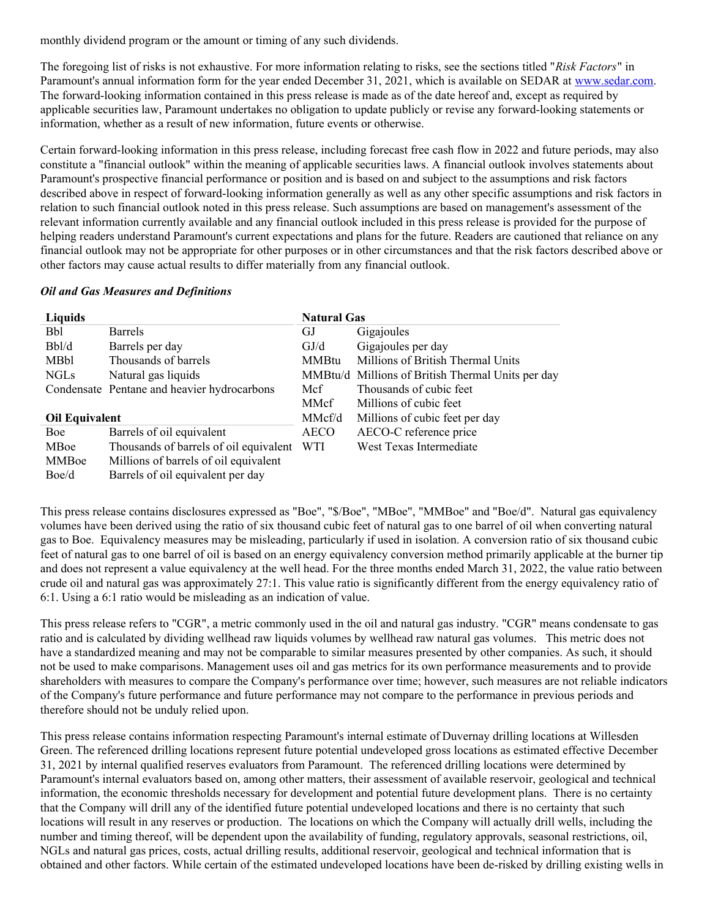monthly dividend program or the amount or timing of any such dividends.

The foregoing list of risks is not exhaustive. For more information relating to risks, see the sections titled "*Risk Factors*" in Paramount's annual information form for the year ended December 31, 2021, which is available on SEDAR at www.sedar.com. The forward-looking information contained in this press release is made as of the date hereof and, except as required by applicable securities law, Paramount undertakes no obligation to update publicly or revise any forward-looking statements or information, whether as a result of new information, future events or otherwise.

Certain forward-looking information in this press release, including forecast free cash flow in 2022 and future periods, may also constitute a "financial outlook" within the meaning of applicable securities laws. A financial outlook involves statements about Paramount's prospective financial performance or position and is based on and subject to the assumptions and risk factors described above in respect of forward-looking information generally as well as any other specific assumptions and risk factors in relation to such financial outlook noted in this press release. Such assumptions are based on management's assessment of the relevant information currently available and any financial outlook included in this press release is provided for the purpose of helping readers understand Paramount's current expectations and plans for the future. Readers are cautioned that reliance on any financial outlook may not be appropriate for other purposes or in other circumstances and that the risk factors described above or other factors may cause actual results to differ materially from any financial outlook.

***Oil and Gas Measures and Definitions***

| **Liquids** | | **Natural Gas** | |
|---|---|---|---|
| Bbl | Barrels | GJ | Gigajoules |
| Bbl/d | Barrels per day | GJ/d | Gigajoules per day |
| MBbl | Thousands of barrels | MMBtu | Millions of British Thermal Units |
| NGLs | Natural gas liquids | MMBtu/d | Millions of British Thermal Units per day |
| Condensate | Pentane and heavier hydrocarbons | Mcf | Thousands of cubic feet |
| | | MMcf | Millions of cubic feet |
| **Oil Equivalent** | | MMcf/d | Millions of cubic feet per day |
| Boe | Barrels of oil equivalent | AECO | AECO-C reference price |
| MBoe | Thousands of barrels of oil equivalent | WTI | West Texas Intermediate |
| MMBoe | Millions of barrels of oil equivalent | | |
| Boe/d | Barrels of oil equivalent per day | | |

This press release contains disclosures expressed as "Boe", "$/Boe", "MBoe", "MMBoe" and "Boe/d". Natural gas equivalency volumes have been derived using the ratio of six thousand cubic feet of natural gas to one barrel of oil when converting natural gas to Boe. Equivalency measures may be misleading, particularly if used in isolation. A conversion ratio of six thousand cubic feet of natural gas to one barrel of oil is based on an energy equivalency conversion method primarily applicable at the burner tip and does not represent a value equivalency at the well head. For the three months ended March 31, 2022, the value ratio between crude oil and natural gas was approximately 27:1. This value ratio is significantly different from the energy equivalency ratio of 6:1. Using a 6:1 ratio would be misleading as an indication of value.

This press release refers to "CGR", a metric commonly used in the oil and natural gas industry. "CGR" means condensate to gas ratio and is calculated by dividing wellhead raw liquids volumes by wellhead raw natural gas volumes. This metric does not have a standardized meaning and may not be comparable to similar measures presented by other companies. As such, it should not be used to make comparisons. Management uses oil and gas metrics for its own performance measurements and to provide shareholders with measures to compare the Company's performance over time; however, such measures are not reliable indicators of the Company's future performance and future performance may not compare to the performance in previous periods and therefore should not be unduly relied upon.

This press release contains information respecting Paramount's internal estimate of Duvernay drilling locations at Willesden Green. The referenced drilling locations represent future potential undeveloped gross locations as estimated effective December 31, 2021 by internal qualified reserves evaluators from Paramount. The referenced drilling locations were determined by Paramount's internal evaluators based on, among other matters, their assessment of available reservoir, geological and technical information, the economic thresholds necessary for development and potential future development plans. There is no certainty that the Company will drill any of the identified future potential undeveloped locations and there is no certainty that such locations will result in any reserves or production. The locations on which the Company will actually drill wells, including the number and timing thereof, will be dependent upon the availability of funding, regulatory approvals, seasonal restrictions, oil, NGLs and natural gas prices, costs, actual drilling results, additional reservoir, geological and technical information that is obtained and other factors. While certain of the estimated undeveloped locations have been de-risked by drilling existing wells in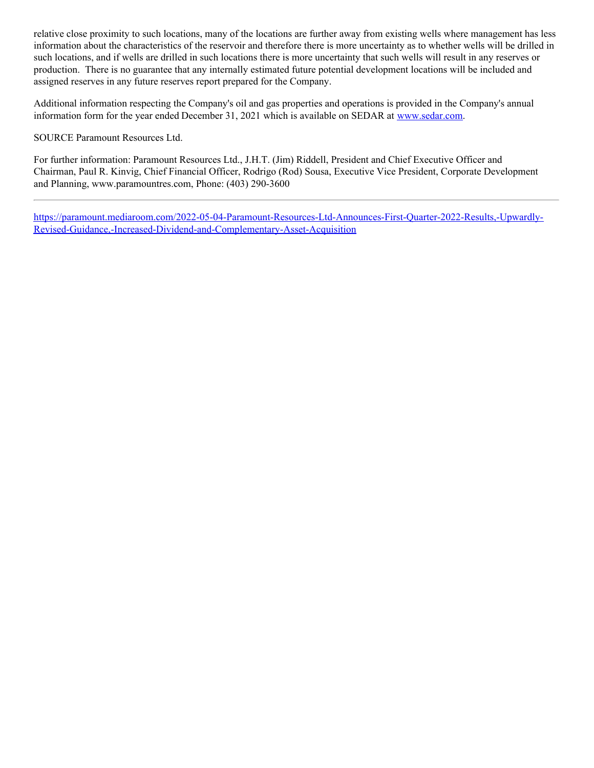relative close proximity to such locations, many of the locations are further away from existing wells where management has less information about the characteristics of the reservoir and therefore there is more uncertainty as to whether wells will be drilled in such locations, and if wells are drilled in such locations there is more uncertainty that such wells will result in any reserves or production.  There is no guarantee that any internally estimated future potential development locations will be included and assigned reserves in any future reserves report prepared for the Company.

Additional information respecting the Company's oil and gas properties and operations is provided in the Company's annual information form for the year ended December 31, 2021 which is available on SEDAR at [www.sedar.com](www.sedar.com).

SOURCE Paramount Resources Ltd.

For further information: Paramount Resources Ltd., J.H.T. (Jim) Riddell, President and Chief Executive Officer and Chairman, Paul R. Kinvig, Chief Financial Officer, Rodrigo (Rod) Sousa, Executive Vice President, Corporate Development and Planning, www.paramountres.com, Phone: (403) 290-3600

---

[https://paramount.mediaroom.com/2022-05-04-Paramount-Resources-Ltd-Announces-First-Quarter-2022-Results,-Upwardly-Revised-Guidance,-Increased-Dividend-and-Complementary-Asset-Acquisition](https://paramount.mediaroom.com/2022-05-04-Paramount-Resources-Ltd-Announces-First-Quarter-2022-Results,-Upwardly-Revised-Guidance,-Increased-Dividend-and-Complementary-Asset-Acquisition)